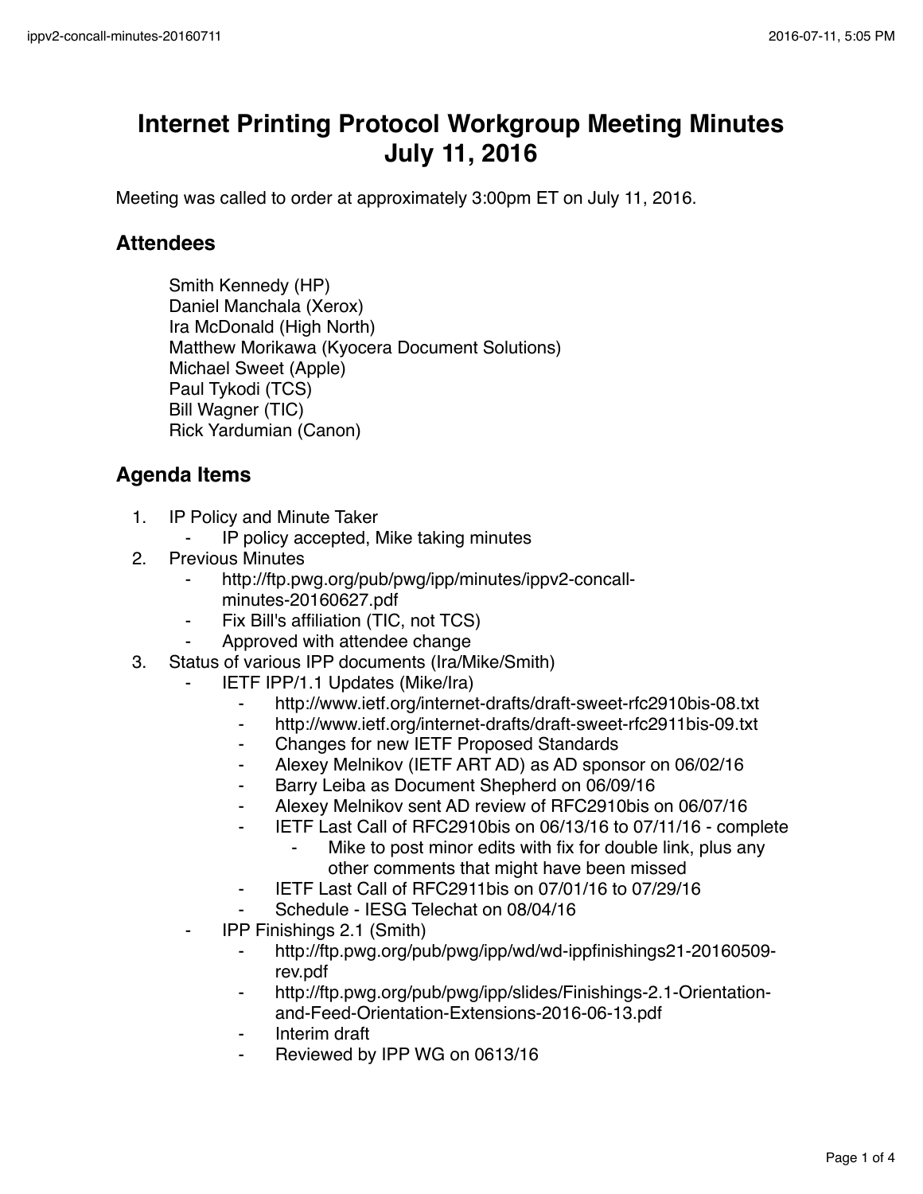# Internet Printing Protocol Workgroup Meeting Minutes July 11, 2016

Meeting was called to order at approximately 3:00pm ET on July 11, 2016.

## Attendees

Smith Kennedy (HP)
Daniel Manchala (Xerox)
Ira McDonald (High North)
Matthew Morikawa (Kyocera Document Solutions)
Michael Sweet (Apple)
Paul Tykodi (TCS)
Bill Wagner (TIC)
Rick Yardumian (Canon)

## Agenda Items

1. IP Policy and Minute Taker
   - IP policy accepted, Mike taking minutes
2. Previous Minutes
   - http://ftp.pwg.org/pub/pwg/ipp/minutes/ippv2-concall-minutes-20160627.pdf
   - Fix Bill's affiliation (TIC, not TCS)
   - Approved with attendee change
3. Status of various IPP documents (Ira/Mike/Smith)
   - IETF IPP/1.1 Updates (Mike/Ira)
     - http://www.ietf.org/internet-drafts/draft-sweet-rfc2910bis-08.txt
     - http://www.ietf.org/internet-drafts/draft-sweet-rfc2911bis-09.txt
     - Changes for new IETF Proposed Standards
     - Alexey Melnikov (IETF ART AD) as AD sponsor on 06/02/16
     - Barry Leiba as Document Shepherd on 06/09/16
     - Alexey Melnikov sent AD review of RFC2910bis on 06/07/16
     - IETF Last Call of RFC2910bis on 06/13/16 to 07/11/16 - complete
       - Mike to post minor edits with fix for double link, plus any other comments that might have been missed
     - IETF Last Call of RFC2911bis on 07/01/16 to 07/29/16
     - Schedule - IESG Telechat on 08/04/16
   - IPP Finishings 2.1 (Smith)
     - http://ftp.pwg.org/pub/pwg/ipp/wd/wd-ippfinishings21-20160509-rev.pdf
     - http://ftp.pwg.org/pub/pwg/ipp/slides/Finishings-2.1-Orientation-and-Feed-Orientation-Extensions-2016-06-13.pdf
     - Interim draft
     - Reviewed by IPP WG on 0613/16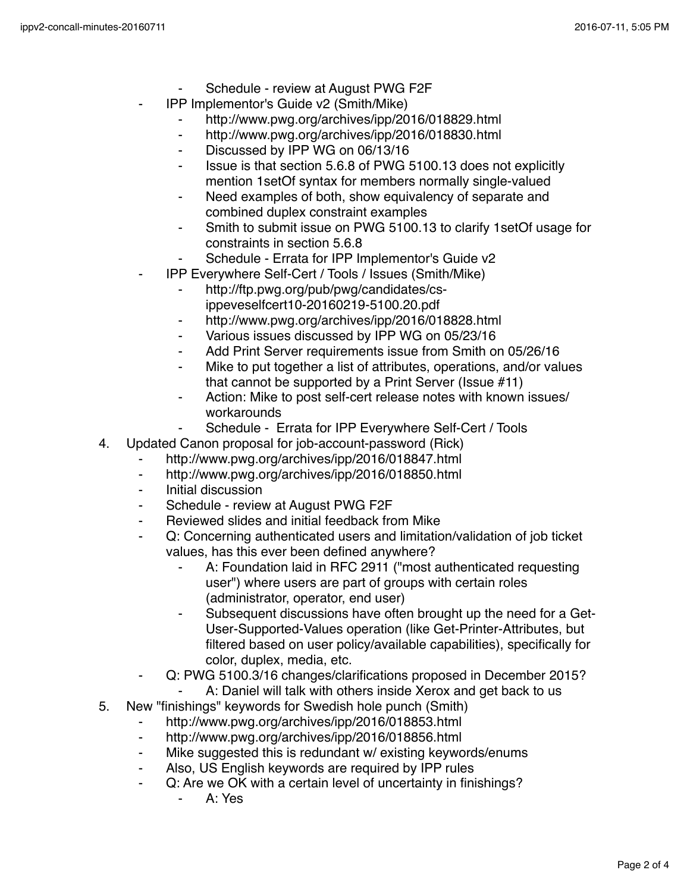- Schedule - review at August PWG F2F
- IPP Implementor's Guide v2 (Smith/Mike)
    - http://www.pwg.org/archives/ipp/2016/018829.html
    - http://www.pwg.org/archives/ipp/2016/018830.html
    - Discussed by IPP WG on 06/13/16
    - Issue is that section 5.6.8 of PWG 5100.13 does not explicitly mention 1setOf syntax for members normally single-valued
    - Need examples of both, show equivalency of separate and combined duplex constraint examples
    - Smith to submit issue on PWG 5100.13 to clarify 1setOf usage for constraints in section 5.6.8
    - Schedule - Errata for IPP Implementor's Guide v2
- IPP Everywhere Self-Cert / Tools / Issues (Smith/Mike)
    - http://ftp.pwg.org/pub/pwg/candidates/cs-ippeveselfcert10-20160219-5100.20.pdf
    - http://www.pwg.org/archives/ipp/2016/018828.html
    - Various issues discussed by IPP WG on 05/23/16
    - Add Print Server requirements issue from Smith on 05/26/16
    - Mike to put together a list of attributes, operations, and/or values that cannot be supported by a Print Server (Issue #11)
    - Action: Mike to post self-cert release notes with known issues/ workarounds
    - Schedule - Errata for IPP Everywhere Self-Cert / Tools

4. Updated Canon proposal for job-account-password (Rick)
    - http://www.pwg.org/archives/ipp/2016/018847.html
    - http://www.pwg.org/archives/ipp/2016/018850.html
    - Initial discussion
    - Schedule - review at August PWG F2F
    - Reviewed slides and initial feedback from Mike
    - Q: Concerning authenticated users and limitation/validation of job ticket values, has this ever been defined anywhere?
        - A: Foundation laid in RFC 2911 ("most authenticated requesting user") where users are part of groups with certain roles (administrator, operator, end user)
        - Subsequent discussions have often brought up the need for a Get-User-Supported-Values operation (like Get-Printer-Attributes, but filtered based on user policy/available capabilities), specifically for color, duplex, media, etc.
    - Q: PWG 5100.3/16 changes/clarifications proposed in December 2015?
        - A: Daniel will talk with others inside Xerox and get back to us

5. New "finishings" keywords for Swedish hole punch (Smith)
    - http://www.pwg.org/archives/ipp/2016/018853.html
    - http://www.pwg.org/archives/ipp/2016/018856.html
    - Mike suggested this is redundant w/ existing keywords/enums
    - Also, US English keywords are required by IPP rules
    - Q: Are we OK with a certain level of uncertainty in finishings?
        - A: Yes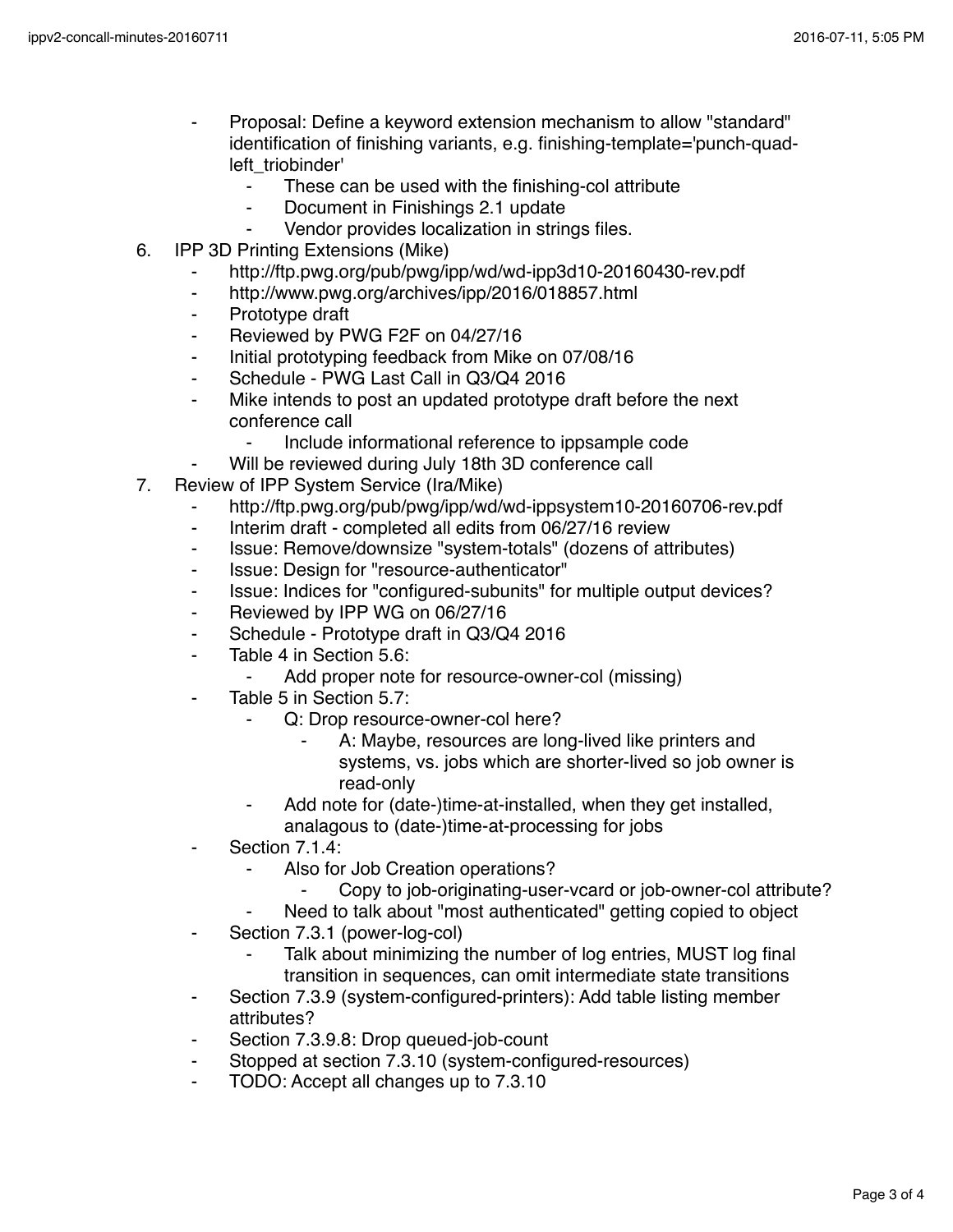- Proposal: Define a keyword extension mechanism to allow "standard" identification of finishing variants, e.g. finishing-template='punch-quad-left_triobinder'
    - These can be used with the finishing-col attribute
    - Document in Finishings 2.1 update
    - Vendor provides localization in strings files.

6. IPP 3D Printing Extensions (Mike)
    - http://ftp.pwg.org/pub/pwg/ipp/wd/wd-ipp3d10-20160430-rev.pdf
    - http://www.pwg.org/archives/ipp/2016/018857.html
    - Prototype draft
    - Reviewed by PWG F2F on 04/27/16
    - Initial prototyping feedback from Mike on 07/08/16
    - Schedule - PWG Last Call in Q3/Q4 2016
    - Mike intends to post an updated prototype draft before the next conference call
        - Include informational reference to ippsample code
    - Will be reviewed during July 18th 3D conference call
7. Review of IPP System Service (Ira/Mike)
    - http://ftp.pwg.org/pub/pwg/ipp/wd/wd-ippsystem10-20160706-rev.pdf
    - Interim draft - completed all edits from 06/27/16 review
    - Issue: Remove/downsize "system-totals" (dozens of attributes)
    - Issue: Design for "resource-authenticator"
    - Issue: Indices for "configured-subunits" for multiple output devices?
    - Reviewed by IPP WG on 06/27/16
    - Schedule - Prototype draft in Q3/Q4 2016
    - Table 4 in Section 5.6:
        - Add proper note for resource-owner-col (missing)
    - Table 5 in Section 5.7:
        - Q: Drop resource-owner-col here?
            - A: Maybe, resources are long-lived like printers and systems, vs. jobs which are shorter-lived so job owner is read-only
        - Add note for (date-)time-at-installed, when they get installed, analagous to (date-)time-at-processing for jobs
    - Section 7.1.4:
        - Also for Job Creation operations?
            - Copy to job-originating-user-vcard or job-owner-col attribute?
        - Need to talk about "most authenticated" getting copied to object
    - Section 7.3.1 (power-log-col)
        - Talk about minimizing the number of log entries, MUST log final transition in sequences, can omit intermediate state transitions
    - Section 7.3.9 (system-configured-printers): Add table listing member attributes?
    - Section 7.3.9.8: Drop queued-job-count
    - Stopped at section 7.3.10 (system-configured-resources)
    - TODO: Accept all changes up to 7.3.10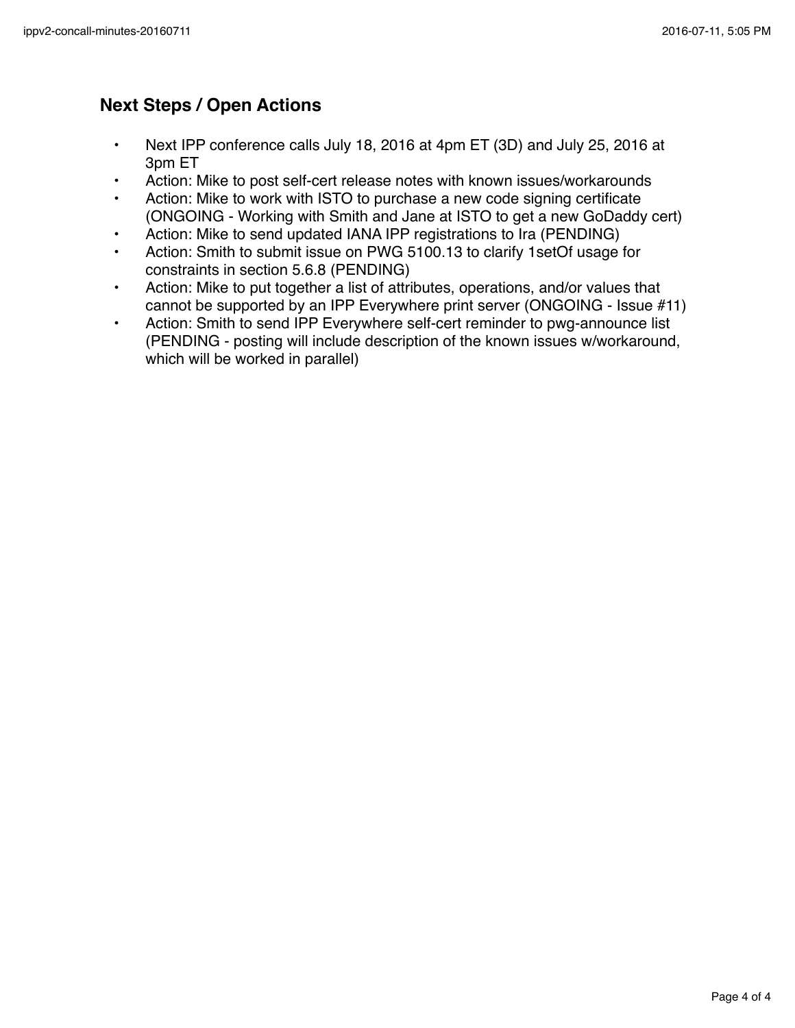## Next Steps / Open Actions

- Next IPP conference calls July 18, 2016 at 4pm ET (3D) and July 25, 2016 at 3pm ET
- Action: Mike to post self-cert release notes with known issues/workarounds
- Action: Mike to work with ISTO to purchase a new code signing certificate (ONGOING - Working with Smith and Jane at ISTO to get a new GoDaddy cert)
- Action: Mike to send updated IANA IPP registrations to Ira (PENDING)
- Action: Smith to submit issue on PWG 5100.13 to clarify 1setOf usage for constraints in section 5.6.8 (PENDING)
- Action: Mike to put together a list of attributes, operations, and/or values that cannot be supported by an IPP Everywhere print server (ONGOING - Issue #11)
- Action: Smith to send IPP Everywhere self-cert reminder to pwg-announce list (PENDING - posting will include description of the known issues w/workaround, which will be worked in parallel)